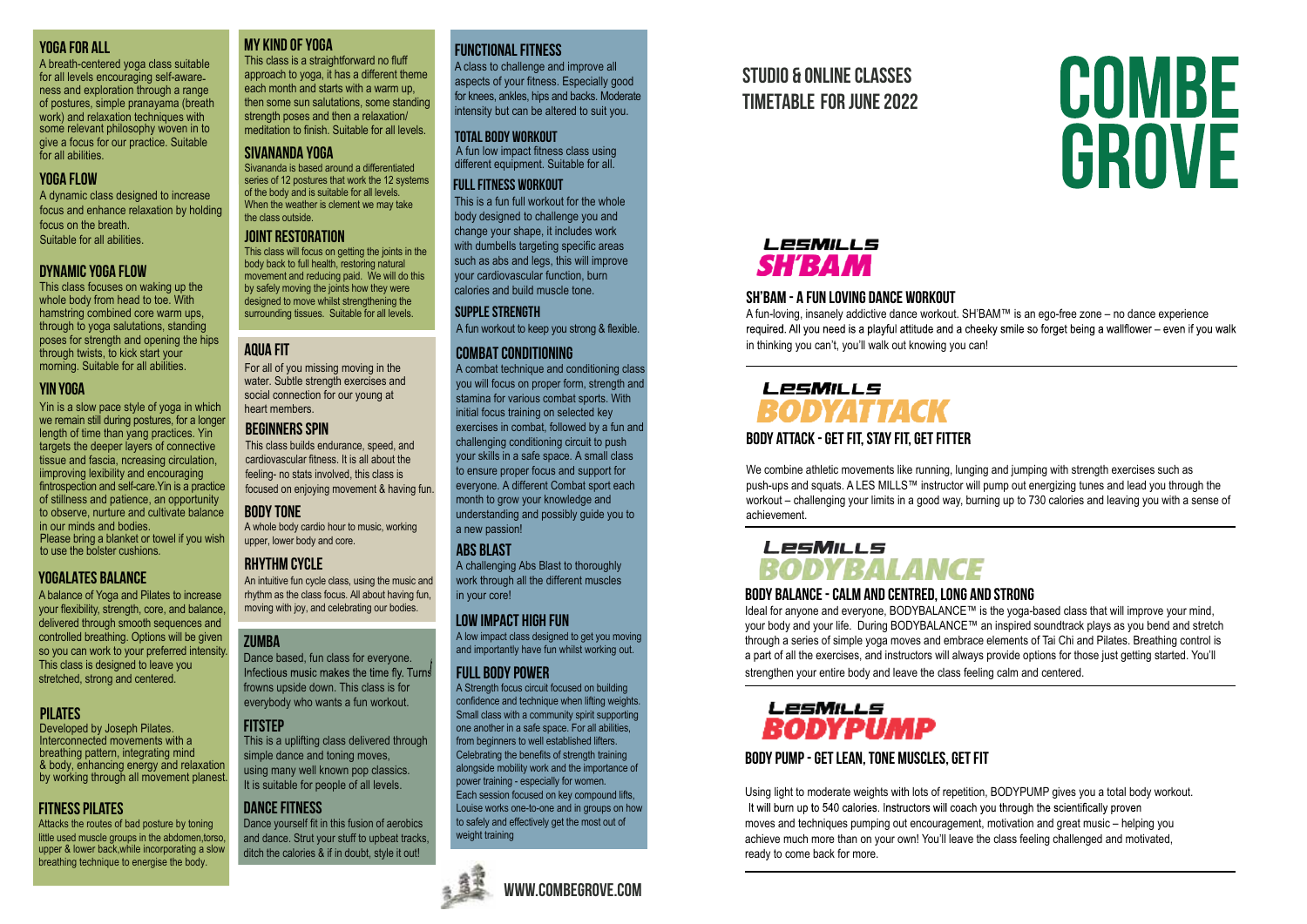# COMBE GROVE

## STUDIO & ONLINE CLASSES TIMETABLE FOR JUNE 2022

### YOGA FOR ALL

A breath-centered yoga class suitable for all levels encouraging self-awareness and exploration through a range of postures, simple pranayama (breath work) and relaxation techniques with some relevant philosophy woven in to give a focus for our practice. Suitable for all abilities.

### YOGA FLOW

A dynamic class designed to increase focus and enhance relaxation by holding focus on the breath.
Suitable for all abilities.

### DYNAMIC YOGA FLOW

This class focuses on waking up the whole body from head to toe. With hamstring combined core warm ups, through to yoga salutations, standing poses for strength and opening the hips through twists, to kick start your morning. Suitable for all abilities.

### YIN YOGA

Yin is a slow pace style of yoga in which we remain still during postures, for a longer length of time than yang practices. Yin targets the deeper layers of connective tissue and fascia, ncreasing circulation, iimproving lexibility and encouraging fintrospection and self-care.Yin is a practice of stillness and patience, an opportunity to observe, nurture and cultivate balance in our minds and bodies.
Please bring a blanket or towel if you wish to use the bolster cushions.

### YOGALATES BALANCE

A balance of Yoga and Pilates to increase your flexibility, strength, core, and balance, delivered through smooth sequences and controlled breathing. Options will be given so you can work to your preferred intensity. This class is designed to leave you stretched, strong and centered.

### PILATES

Developed by Joseph Pilates. Interconnected movements with a breathing pattern, integrating mind & body, enhancing energy and relaxation by working through all movement planest.

### FITNESS PILATES

Attacks the routes of bad posture by toning little used muscle groups in the abdomen,torso, upper & lower back,while incorporating a slow breathing technique to energise the body.

### MY KIND OF YOGA

This class is a straightforward no fluff approach to yoga, it has a different theme each month and starts with a warm up, then some sun salutations, some standing strength poses and then a relaxation/ meditation to finish. Suitable for all levels.

### SIVANANDA YOGA

Sivananda is based around a differentiated series of 12 postures that work the 12 systems of the body and is suitable for all levels. When the weather is clement we may take the class outside.

### JOINT RESTORATION

This class will focus on getting the joints in the body back to full health, restoring natural movement and reducing paid. We will do this by safely moving the joints how they were designed to move whilst strengthening the surrounding tissues. Suitable for all levels.

### AQUA FIT

For all of you missing moving in the water. Subtle strength exercises and social connection for our young at heart members.

### BEGINNERS SPIN

This class builds endurance, speed, and cardiovascular fitness. It is all about the feeling- no stats involved, this class is focused on enjoying movement & having fun.

### BODY TONE

A whole body cardio hour to music, working upper, lower body and core.

### RHYTHM CYCLE

An intuitive fun cycle class, using the music and rhythm as the class focus. All about having fun, moving with joy, and celebrating our bodies.

### ZUMBA

Dance based, fun class for everyone. Infectious music makes the time fly. Turns frowns upside down. This class is for everybody who wants a fun workout.

### FITSTEP

This is a uplifting class delivered through simple dance and toning moves, using many well known pop classics. It is suitable for people of all levels.

### DANCE FITNESS

Dance yourself fit in this fusion of aerobics and dance. Strut your stuff to upbeat tracks, ditch the calories & if in doubt, style it out!

### FUNCTIONAL FITNESS

A class to challenge and improve all aspects of your fitness. Especially good for knees, ankles, hips and backs. Moderate intensity but can be altered to suit you.

### TOTAL BODY WORKOUT

A fun low impact fitness class using different equipment. Suitable for all.

### FULL FITNESS WORKOUT

This is a fun full workout for the whole body designed to challenge you and change your shape, it includes work with dumbells targeting specific areas such as abs and legs, this will improve your cardiovascular function, burn calories and build muscle tone.

### SUPPLE STRENGTH

A fun workout to keep you strong & flexible.

### COMBAT CONDITIONING

A combat technique and conditioning class you will focus on proper form, strength and stamina for various combat sports. With initial focus training on selected key exercises in combat, followed by a fun and challenging conditioning circuit to push your skills in a safe space. A small class to ensure proper focus and support for everyone. A different Combat sport each month to grow your knowledge and understanding and possibly guide you to a new passion!

### ABS BLAST

A challenging Abs Blast to thoroughly work through all the different muscles in your core!

### LOW IMPACT HIGH FUN

A low impact class designed to get you moving and importantly have fun whilst working out.

### FULL BODY POWER

A Strength focus circuit focused on building confidence and technique when lifting weights. Small class with a community spirit supporting one another in a safe space. For all abilities, from beginners to well established lifters. Celebrating the benefits of strength training alongside mobility work and the importance of power training - especially for women. Each session focused on key compound lifts, Louise works one-to-one and in groups on how to safely and effectively get the most out of weight training

WWW.COMBEGROVE.COM

LESMILLS SH'BAM

### SH'BAM - A FUN LOVING DANCE WORKOUT

A fun-loving, insanely addictive dance workout. SH'BAM™ is an ego-free zone – no dance experience required. All you need is a playful attitude and a cheeky smile so forget being a wallflower – even if you walk in thinking you can't, you'll walk out knowing you can!

LESMILLS BODYATTACK

### BODY ATTACK - GET FIT, STAY FIT, GET FITTER

We combine athletic movements like running, lunging and jumping with strength exercises such as push-ups and squats. A LES MILLS™ instructor will pump out energizing tunes and lead you through the workout – challenging your limits in a good way, burning up to 730 calories and leaving you with a sense of achievement.

LESMILLS BODYBALANCE

### BODY BALANCE - CALM AND CENTRED, LONG AND STRONG

Ideal for anyone and everyone, BODYBALANCE™ is the yoga-based class that will improve your mind, your body and your life. During BODYBALANCE™ an inspired soundtrack plays as you bend and stretch through a series of simple yoga moves and embrace elements of Tai Chi and Pilates. Breathing control is a part of all the exercises, and instructors will always provide options for those just getting started. You'll strengthen your entire body and leave the class feeling calm and centered.

LESMILLS BODYPUMP

### BODY PUMP - GET LEAN, TONE MUSCLES, GET FIT

Using light to moderate weights with lots of repetition, BODYPUMP gives you a total body workout. It will burn up to 540 calories. Instructors will coach you through the scientifically proven moves and techniques pumping out encouragement, motivation and great music – helping you achieve much more than on your own! You'll leave the class feeling challenged and motivated, ready to come back for more.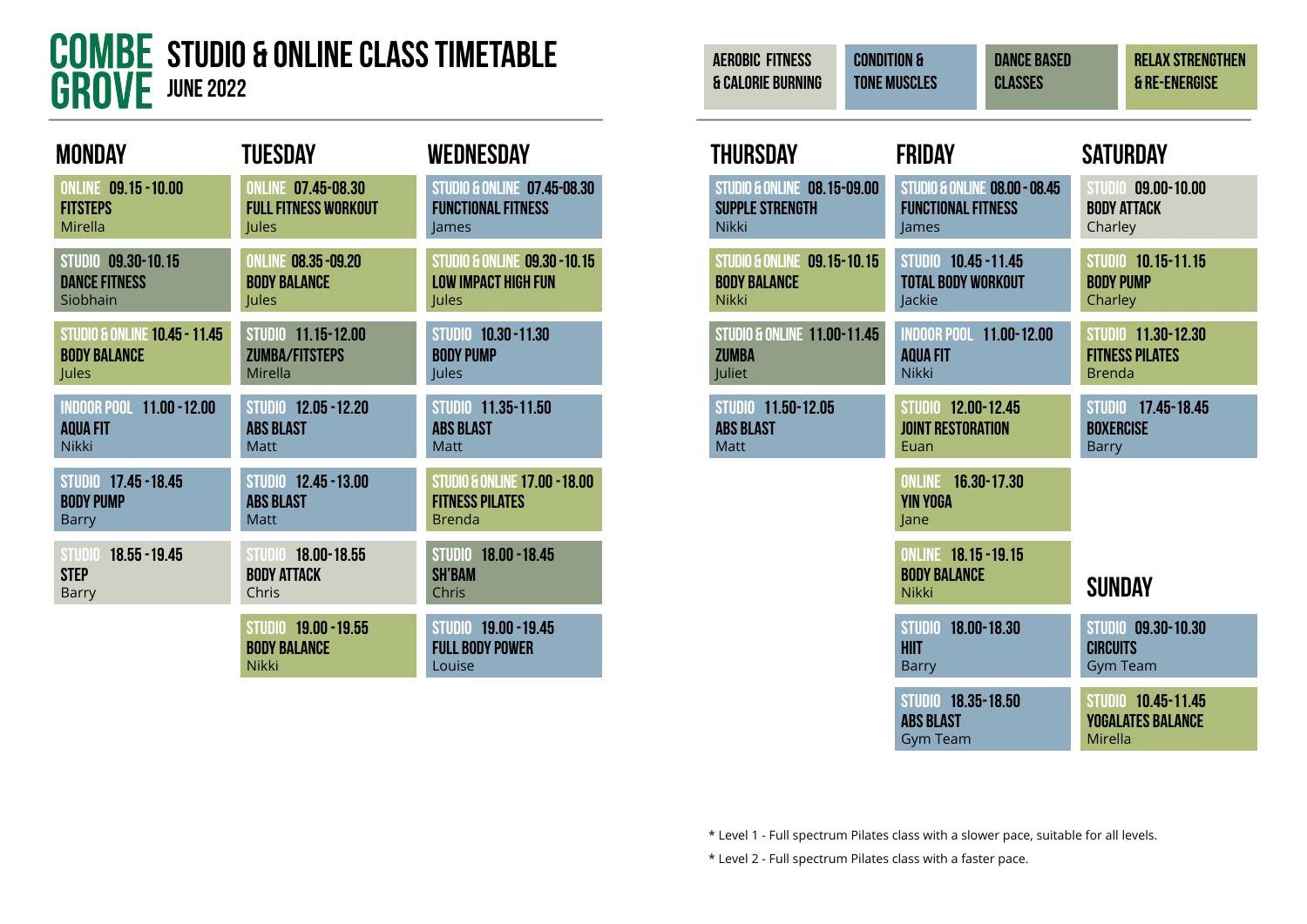# COMBE GROVE STUDIO & ONLINE CLASS TIMETABLE

## JUNE 2022

**Key:** AEROBIC FITNESS & CALORIE BURNING | CONDITION & TONE MUSCLES | DANCE BASED CLASSES | RELAX STRENGTHEN & RE-ENERGISE

### MONDAY

- **ONLINE 09.15 - 10.00** — **FITSTEPS** — Mirella
- **STUDIO 09.30-10.15** — **DANCE FITNESS** — Siobhain
- **STUDIO & ONLINE 10.45 - 11.45** — **BODY BALANCE** — Jules
- **INDOOR POOL 11.00 - 12.00** — **AQUA FIT** — Nikki
- **STUDIO 17.45 - 18.45** — **BODY PUMP** — Barry
- **STUDIO 18.55 - 19.45** — **STEP** — Barry

### TUESDAY

- **ONLINE 07.45-08.30** — **FULL FITNESS WORKOUT** — Jules
- **ONLINE 08.35 -09.20** — **BODY BALANCE** — Jules
- **STUDIO 11.15-12.00** — **ZUMBA/FITSTEPS** — Mirella
- **STUDIO 12.05 - 12.20** — **ABS BLAST** — Matt
- **STUDIO 12.45 - 13.00** — **ABS BLAST** — Matt
- **STUDIO 18.00-18.55** — **BODY ATTACK** — Chris
- **STUDIO 19.00 - 19.55** — **BODY BALANCE** — Nikki

### WEDNESDAY

- **STUDIO & ONLINE 07.45-08.30** — **FUNCTIONAL FITNESS** — James
- **STUDIO & ONLINE 09.30 - 10.15** — **LOW IMPACT HIGH FUN** — Jules
- **STUDIO 10.30 - 11.30** — **BODY PUMP** — Jules
- **STUDIO 11.35 - 11.50** — **ABS BLAST** — Matt
- **STUDIO & ONLINE 17.00 - 18.00** — **FITNESS PILATES** — Brenda
- **STUDIO 18.00 - 18.45** — **SH'BAM** — Chris
- **STUDIO 19.00 - 19.45** — **FULL BODY POWER** — Louise

### THURSDAY

- **STUDIO & ONLINE 08.15-09.00** — **SUPPLE STRENGTH** — Nikki
- **STUDIO & ONLINE 09.15-10.15** — **BODY BALANCE** — Nikki
- **STUDIO & ONLINE 11.00-11.45** — **ZUMBA** — Juliet
- **STUDIO 11.50-12.05** — **ABS BLAST** — Matt

### FRIDAY

- **STUDIO & ONLINE 08.00 - 08.45** — **FUNCTIONAL FITNESS** — James
- **STUDIO 10.45 - 11.45** — **TOTAL BODY WORKOUT** — Jackie
- **INDOOR POOL 11.00-12.00** — **AQUA FIT** — Nikki
- **STUDIO 12.00-12.45** — **JOINT RESTORATION** — Euan
- **ONLINE 16.30-17.30** — **YIN YOGA** — Jane
- **ONLINE 18.15 - 19.15** — **BODY BALANCE** — Nikki
- **STUDIO 18.00-18.30** — **HIIT** — Barry
- **STUDIO 18.35-18.50** — **ABS BLAST** — Gym Team

### SATURDAY

- **STUDIO 09.00-10.00** — **BODY ATTACK** — Charley
- **STUDIO 10.15-11.15** — **BODY PUMP** — Charley
- **STUDIO 11.30-12.30** — **FITNESS PILATES** — Brenda
- **STUDIO 17.45-18.45** — **BOXERCISE** — Barry

### SUNDAY

- **STUDIO 09.30-10.30** — **CIRCUITS** — Gym Team
- **STUDIO 10.45-11.45** — **YOGALATES BALANCE** — Mirella

* Level 1 - Full spectrum Pilates class with a slower pace, suitable for all levels.

* Level 2 - Full spectrum Pilates class with a faster pace.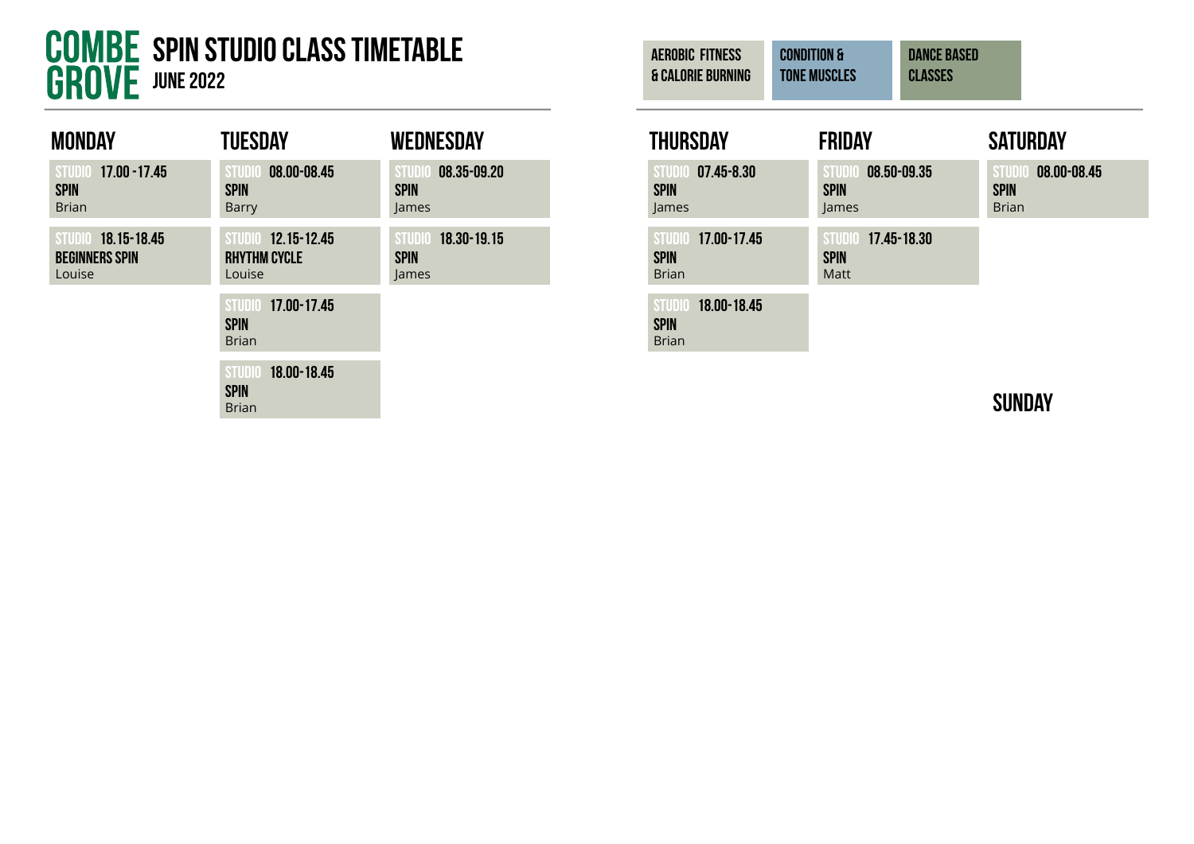# COMBE GROVE

## SPIN STUDIO CLASS TIMETABLE

### JUNE 2022

AEROBIC FITNESS & CALORIE BURNING | CONDITION & TONE MUSCLES | DANCE BASED CLASSES

## MONDAY

**STUDIO 17.00 - 17.45**
**SPIN**
Brian

**STUDIO 18.15-18.45**
**BEGINNERS SPIN**
Louise

## TUESDAY

**STUDIO 08.00-08.45**
**SPIN**
Barry

**STUDIO 12.15-12.45**
**RHYTHM CYCLE**
Louise

**STUDIO 17.00-17.45**
**SPIN**
Brian

**STUDIO 18.00-18.45**
**SPIN**
Brian

## WEDNESDAY

**STUDIO 08.35-09.20**
**SPIN**
James

**STUDIO 18.30-19.15**
**SPIN**
James

## THURSDAY

**STUDIO 07.45-8.30**
**SPIN**
James

**STUDIO 17.00-17.45**
**SPIN**
Brian

**STUDIO 18.00-18.45**
**SPIN**
Brian

## FRIDAY

**STUDIO 08.50-09.35**
**SPIN**
James

**STUDIO 17.45-18.30**
**SPIN**
Matt

## SATURDAY

**STUDIO 08.00-08.45**
**SPIN**
Brian

## SUNDAY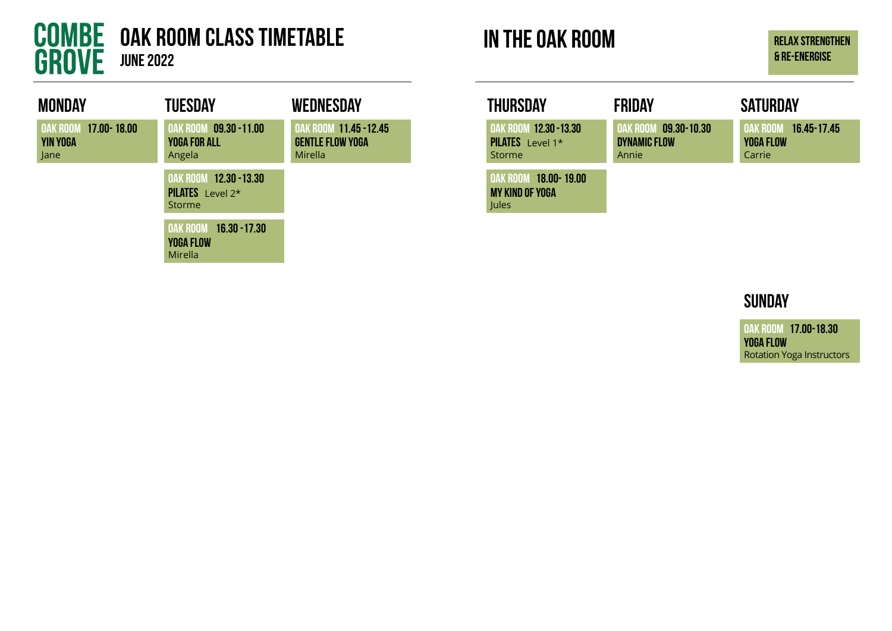# COMBE GROVE

## OAK ROOM CLASS TIMETABLE

### JUNE 2022

## IN THE OAK ROOM

RELAX STRENGTHEN & RE-ENERGISE

### MONDAY

**OAK ROOM 17.00- 18.00**
**YIN YOGA**
Jane

### TUESDAY

**OAK ROOM 09.30 -11.00**
**YOGA FOR ALL**
Angela

**OAK ROOM 12.30 -13.30**
**PILATES** Level 2*
Storme

**OAK ROOM 16.30 -17.30**
**YOGA FLOW**
Mirella

### WEDNESDAY

**OAK ROOM 11.45 -12.45**
**GENTLE FLOW YOGA**
Mirella

### THURSDAY

**OAK ROOM 12.30 -13.30**
**PILATES** Level 1*
Storme

**OAK ROOM 18.00- 19.00**
**MY KIND OF YOGA**
Jules

### FRIDAY

**OAK ROOM 09.30- 10.30**
**DYNAMIC FLOW**
Annie

### SATURDAY

**OAK ROOM 16.45- 17.45**
**YOGA FLOW**
Carrie

### SUNDAY

**OAK ROOM 17.00- 18.30**
**YOGA FLOW**
Rotation Yoga Instructors